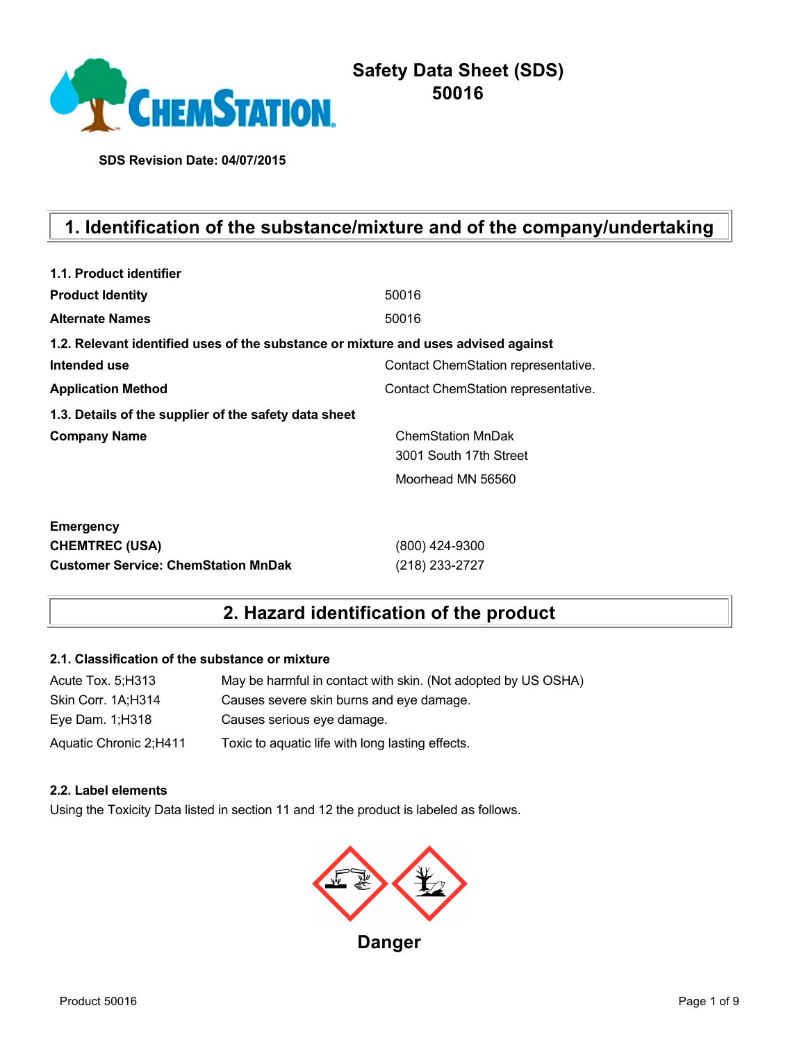# Safety Data Sheet (SDS) 50016

**SDS Revision Date: 04/07/2015**

## 1. Identification of the substance/mixture and of the company/undertaking

**1.1. Product identifier**

| | |
|---|---|
| **Product Identity** | 50016 |
| **Alternate Names** | 50016 |

**1.2. Relevant identified uses of the substance or mixture and uses advised against**

| | |
|---|---|
| **Intended use** | Contact ChemStation representative. |
| **Application Method** | Contact ChemStation representative. |

**1.3. Details of the supplier of the safety data sheet**

| | |
|---|---|
| **Company Name** | ChemStation MnDak<br>3001 South 17th Street<br>Moorhead MN 56560 |

| | |
|---|---|
| **Emergency** | |
| **CHEMTREC (USA)** | (800) 424-9300 |
| **Customer Service: ChemStation MnDak** | (218) 233-2727 |

## 2. Hazard identification of the product

**2.1. Classification of the substance or mixture**

| | |
|---|---|
| Acute Tox. 5;H313 | May be harmful in contact with skin. (Not adopted by US OSHA) |
| Skin Corr. 1A;H314 | Causes severe skin burns and eye damage. |
| Eye Dam. 1;H318 | Causes serious eye damage. |
| Aquatic Chronic 2;H411 | Toxic to aquatic life with long lasting effects. |

**2.2. Label elements**

Using the Toxicity Data listed in section 11 and 12 the product is labeled as follows.

**Danger**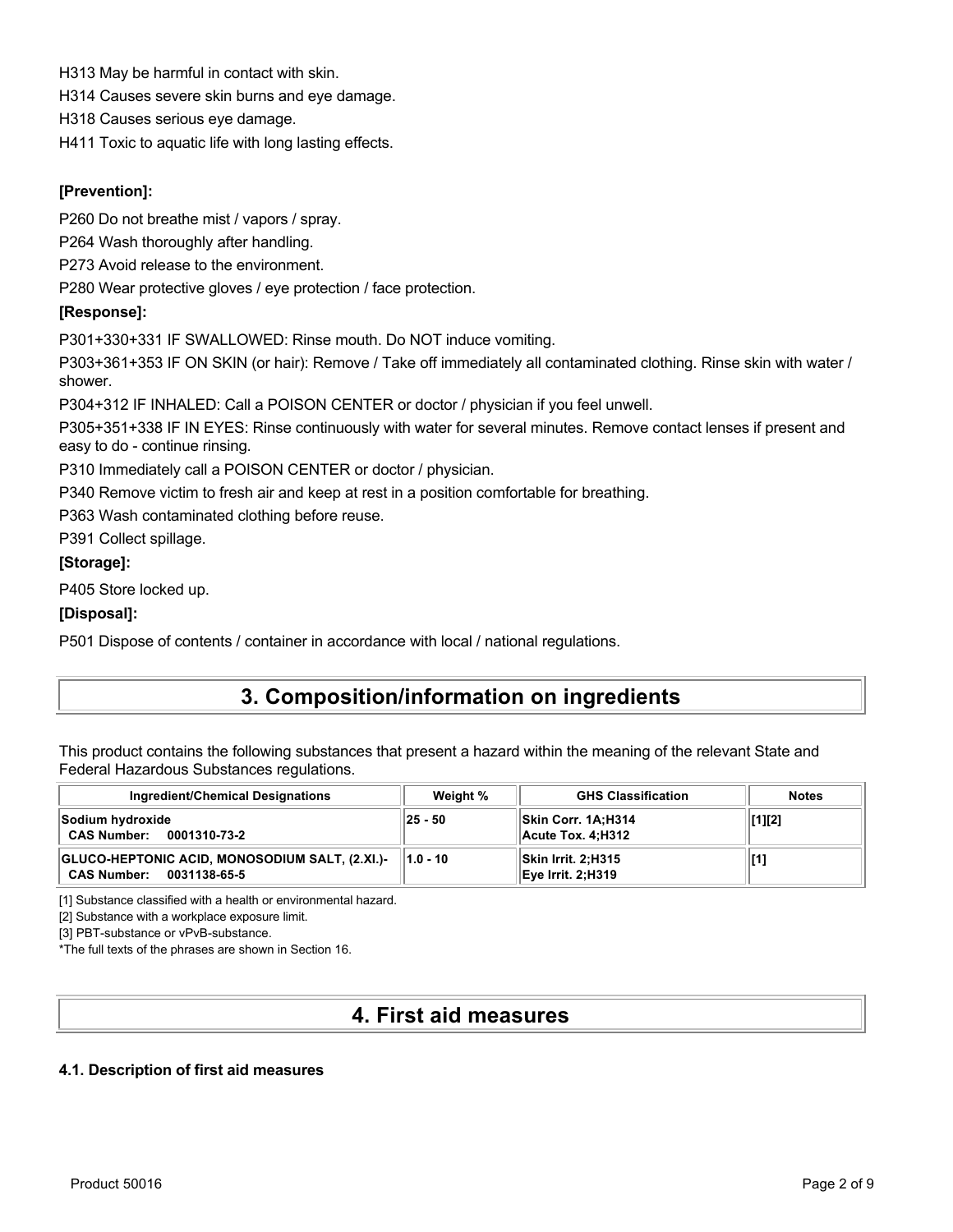H313 May be harmful in contact with skin.

H314 Causes severe skin burns and eye damage.

H318 Causes serious eye damage.

H411 Toxic to aquatic life with long lasting effects.

**[Prevention]:**

P260 Do not breathe mist / vapors / spray.

P264 Wash thoroughly after handling.

P273 Avoid release to the environment.

P280 Wear protective gloves / eye protection / face protection.

**[Response]:**

P301+330+331 IF SWALLOWED: Rinse mouth. Do NOT induce vomiting.

P303+361+353 IF ON SKIN (or hair): Remove / Take off immediately all contaminated clothing. Rinse skin with water / shower.

P304+312 IF INHALED: Call a POISON CENTER or doctor / physician if you feel unwell.

P305+351+338 IF IN EYES: Rinse continuously with water for several minutes. Remove contact lenses if present and easy to do - continue rinsing.

P310 Immediately call a POISON CENTER or doctor / physician.

P340 Remove victim to fresh air and keep at rest in a position comfortable for breathing.

P363 Wash contaminated clothing before reuse.

P391 Collect spillage.

**[Storage]:**

P405 Store locked up.

**[Disposal]:**

P501 Dispose of contents / container in accordance with local / national regulations.

# 3. Composition/information on ingredients

This product contains the following substances that present a hazard within the meaning of the relevant State and Federal Hazardous Substances regulations.

| Ingredient/Chemical Designations | Weight % | GHS Classification | Notes |
|---|---|---|---|
| **Sodium hydroxide**<br>**CAS Number: 0001310-73-2** | 25 - 50 | Skin Corr. 1A;H314<br>Acute Tox. 4;H312 | [1][2] |
| **GLUCO-HEPTONIC ACID, MONOSODIUM SALT, (2.XI.)-**<br>**CAS Number: 0031138-65-5** | 1.0 - 10 | Skin Irrit. 2;H315<br>Eye Irrit. 2;H319 | [1] |

[1] Substance classified with a health or environmental hazard.

[2] Substance with a workplace exposure limit.

[3] PBT-substance or vPvB-substance.

*The full texts of the phrases are shown in Section 16.

# 4. First aid measures

### 4.1. Description of first aid measures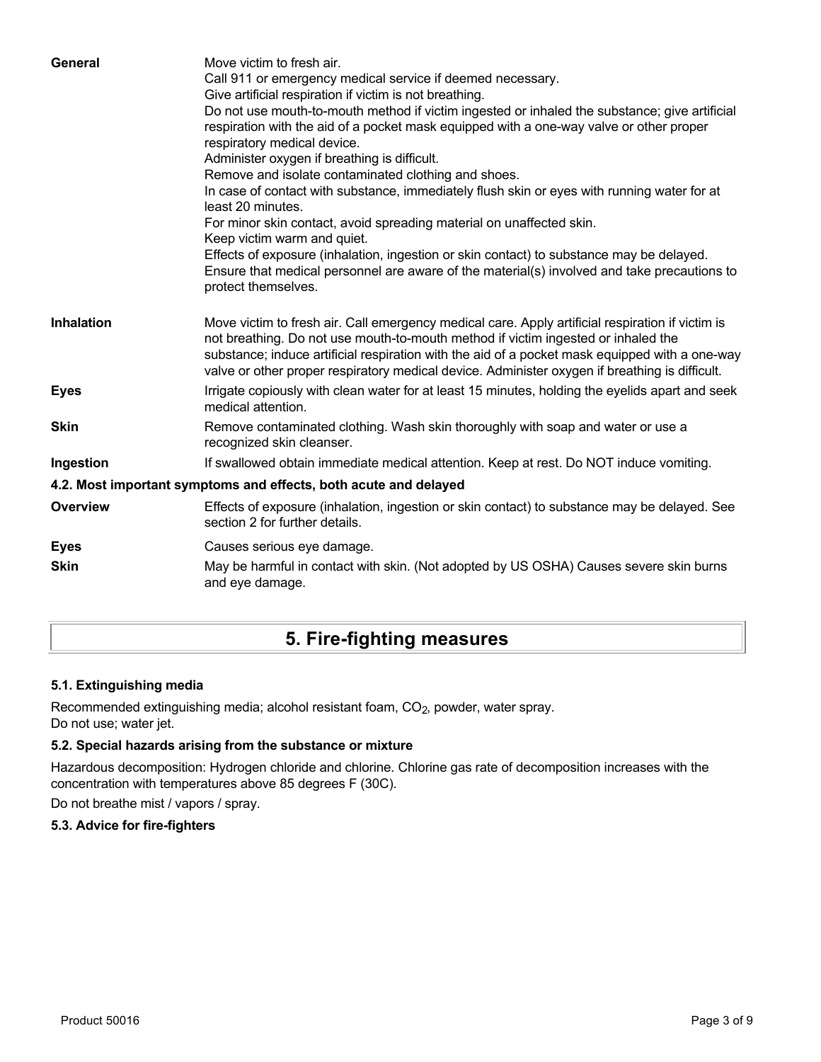| | |
|---|---|
| **General** | Move victim to fresh air.<br>Call 911 or emergency medical service if deemed necessary.<br>Give artificial respiration if victim is not breathing.<br>Do not use mouth-to-mouth method if victim ingested or inhaled the substance; give artificial respiration with the aid of a pocket mask equipped with a one-way valve or other proper respiratory medical device.<br>Administer oxygen if breathing is difficult.<br>Remove and isolate contaminated clothing and shoes.<br>In case of contact with substance, immediately flush skin or eyes with running water for at least 20 minutes.<br>For minor skin contact, avoid spreading material on unaffected skin.<br>Keep victim warm and quiet.<br>Effects of exposure (inhalation, ingestion or skin contact) to substance may be delayed.<br>Ensure that medical personnel are aware of the material(s) involved and take precautions to protect themselves. |
| **Inhalation** | Move victim to fresh air. Call emergency medical care. Apply artificial respiration if victim is not breathing. Do not use mouth-to-mouth method if victim ingested or inhaled the substance; induce artificial respiration with the aid of a pocket mask equipped with a one-way valve or other proper respiratory medical device. Administer oxygen if breathing is difficult. |
| **Eyes** | Irrigate copiously with clean water for at least 15 minutes, holding the eyelids apart and seek medical attention. |
| **Skin** | Remove contaminated clothing. Wash skin thoroughly with soap and water or use a recognized skin cleanser. |
| **Ingestion** | If swallowed obtain immediate medical attention. Keep at rest. Do NOT induce vomiting. |

### 4.2. Most important symptoms and effects, both acute and delayed

| | |
|---|---|
| **Overview** | Effects of exposure (inhalation, ingestion or skin contact) to substance may be delayed. See section 2 for further details. |
| **Eyes** | Causes serious eye damage. |
| **Skin** | May be harmful in contact with skin. (Not adopted by US OSHA) Causes severe skin burns and eye damage. |

## 5. Fire-fighting measures

### 5.1. Extinguishing media

Recommended extinguishing media; alcohol resistant foam, $CO_2$, powder, water spray.
Do not use; water jet.

### 5.2. Special hazards arising from the substance or mixture

Hazardous decomposition: Hydrogen chloride and chlorine. Chlorine gas rate of decomposition increases with the concentration with temperatures above 85 degrees F (30C).

Do not breathe mist / vapors / spray.

### 5.3. Advice for fire-fighters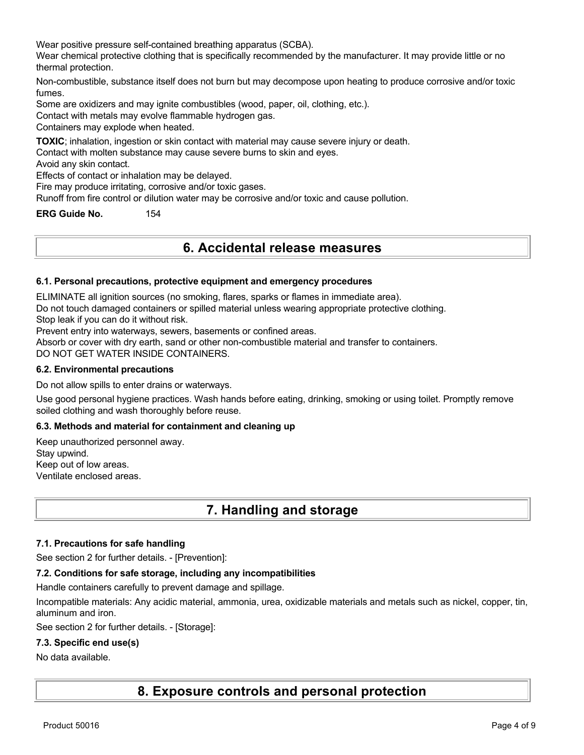Wear positive pressure self-contained breathing apparatus (SCBA).

Wear chemical protective clothing that is specifically recommended by the manufacturer. It may provide little or no thermal protection.

Non-combustible, substance itself does not burn but may decompose upon heating to produce corrosive and/or toxic fumes.

Some are oxidizers and may ignite combustibles (wood, paper, oil, clothing, etc.).

Contact with metals may evolve flammable hydrogen gas.

Containers may explode when heated.

**TOXIC**; inhalation, ingestion or skin contact with material may cause severe injury or death.

Contact with molten substance may cause severe burns to skin and eyes.

Avoid any skin contact.

Effects of contact or inhalation may be delayed.

Fire may produce irritating, corrosive and/or toxic gases.

Runoff from fire control or dilution water may be corrosive and/or toxic and cause pollution.

**ERG Guide No.** 154

## 6. Accidental release measures

### 6.1. Personal precautions, protective equipment and emergency procedures

ELIMINATE all ignition sources (no smoking, flares, sparks or flames in immediate area).

Do not touch damaged containers or spilled material unless wearing appropriate protective clothing.

Stop leak if you can do it without risk.

Prevent entry into waterways, sewers, basements or confined areas.

Absorb or cover with dry earth, sand or other non-combustible material and transfer to containers.

DO NOT GET WATER INSIDE CONTAINERS.

### 6.2. Environmental precautions

Do not allow spills to enter drains or waterways.

Use good personal hygiene practices. Wash hands before eating, drinking, smoking or using toilet. Promptly remove soiled clothing and wash thoroughly before reuse.

### 6.3. Methods and material for containment and cleaning up

Keep unauthorized personnel away.

Stay upwind.

Keep out of low areas.

Ventilate enclosed areas.

## 7. Handling and storage

### 7.1. Precautions for safe handling

See section 2 for further details. - [Prevention]:

### 7.2. Conditions for safe storage, including any incompatibilities

Handle containers carefully to prevent damage and spillage.

Incompatible materials: Any acidic material, ammonia, urea, oxidizable materials and metals such as nickel, copper, tin, aluminum and iron.

See section 2 for further details. - [Storage]:

### 7.3. Specific end use(s)

No data available.

## 8. Exposure controls and personal protection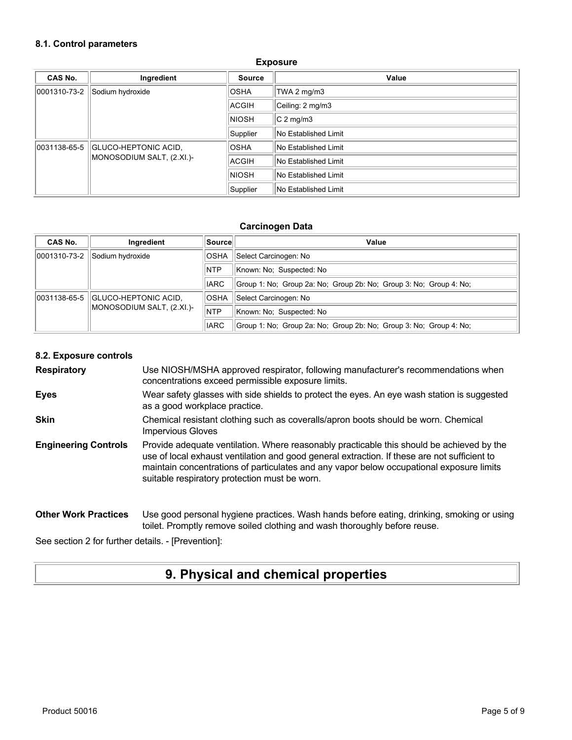### 8.1. Control parameters

**Exposure**

| CAS No. | Ingredient | Source | Value |
|---|---|---|---|
| 0001310-73-2 | Sodium hydroxide | OSHA | TWA 2 mg/m3 |
| | | ACGIH | Ceiling: 2 mg/m3 |
| | | NIOSH | C 2 mg/m3 |
| | | Supplier | No Established Limit |
| 0031138-65-5 | GLUCO-HEPTONIC ACID, MONOSODIUM SALT, (2.XI.)- | OSHA | No Established Limit |
| | | ACGIH | No Established Limit |
| | | NIOSH | No Established Limit |
| | | Supplier | No Established Limit |

**Carcinogen Data**

| CAS No. | Ingredient | Source | Value |
|---|---|---|---|
| 0001310-73-2 | Sodium hydroxide | OSHA | Select Carcinogen: No |
| | | NTP | Known: No; Suspected: No |
| | | IARC | Group 1: No; Group 2a: No; Group 2b: No; Group 3: No; Group 4: No; |
| 0031138-65-5 | GLUCO-HEPTONIC ACID, MONOSODIUM SALT, (2.XI.)- | OSHA | Select Carcinogen: No |
| | | NTP | Known: No; Suspected: No |
| | | IARC | Group 1: No; Group 2a: No; Group 2b: No; Group 3: No; Group 4: No; |

### 8.2. Exposure controls

**Respiratory** Use NIOSH/MSHA approved respirator, following manufacturer's recommendations when concentrations exceed permissible exposure limits.

**Eyes** Wear safety glasses with side shields to protect the eyes. An eye wash station is suggested as a good workplace practice.

**Skin** Chemical resistant clothing such as coveralls/apron boots should be worn. Chemical Impervious Gloves

**Engineering Controls** Provide adequate ventilation. Where reasonably practicable this should be achieved by the use of local exhaust ventilation and good general extraction. If these are not sufficient to maintain concentrations of particulates and any vapor below occupational exposure limits suitable respiratory protection must be worn.

**Other Work Practices** Use good personal hygiene practices. Wash hands before eating, drinking, smoking or using toilet. Promptly remove soiled clothing and wash thoroughly before reuse.

See section 2 for further details. - [Prevention]:

# 9. Physical and chemical properties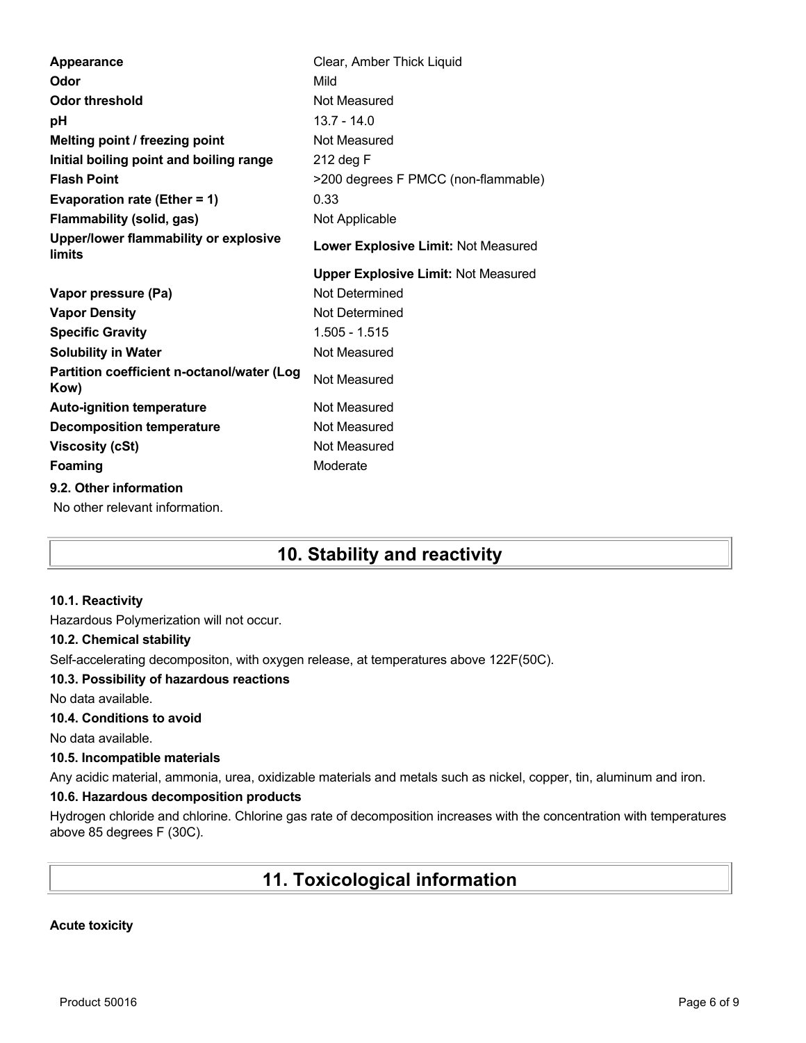| | |
|---|---|
| **Appearance** | Clear, Amber Thick Liquid |
| **Odor** | Mild |
| **Odor threshold** | Not Measured |
| **pH** | 13.7 - 14.0 |
| **Melting point / freezing point** | Not Measured |
| **Initial boiling point and boiling range** | 212 deg F |
| **Flash Point** | >200 degrees F PMCC (non-flammable) |
| **Evaporation rate (Ether = 1)** | 0.33 |
| **Flammability (solid, gas)** | Not Applicable |
| **Upper/lower flammability or explosive limits** | **Lower Explosive Limit:** Not Measured |
| | **Upper Explosive Limit:** Not Measured |
| **Vapor pressure (Pa)** | Not Determined |
| **Vapor Density** | Not Determined |
| **Specific Gravity** | 1.505 - 1.515 |
| **Solubility in Water** | Not Measured |
| **Partition coefficient n-octanol/water (Log Kow)** | Not Measured |
| **Auto-ignition temperature** | Not Measured |
| **Decomposition temperature** | Not Measured |
| **Viscosity (cSt)** | Not Measured |
| **Foaming** | Moderate |

### 9.2. Other information

No other relevant information.

## 10. Stability and reactivity

### 10.1. Reactivity

Hazardous Polymerization will not occur.

### 10.2. Chemical stability

Self-accelerating decompositon, with oxygen release, at temperatures above 122F(50C).

### 10.3. Possibility of hazardous reactions

No data available.

### 10.4. Conditions to avoid

No data available.

### 10.5. Incompatible materials

Any acidic material, ammonia, urea, oxidizable materials and metals such as nickel, copper, tin, aluminum and iron.

### 10.6. Hazardous decomposition products

Hydrogen chloride and chlorine. Chlorine gas rate of decomposition increases with the concentration with temperatures above 85 degrees F (30C).

## 11. Toxicological information

**Acute toxicity**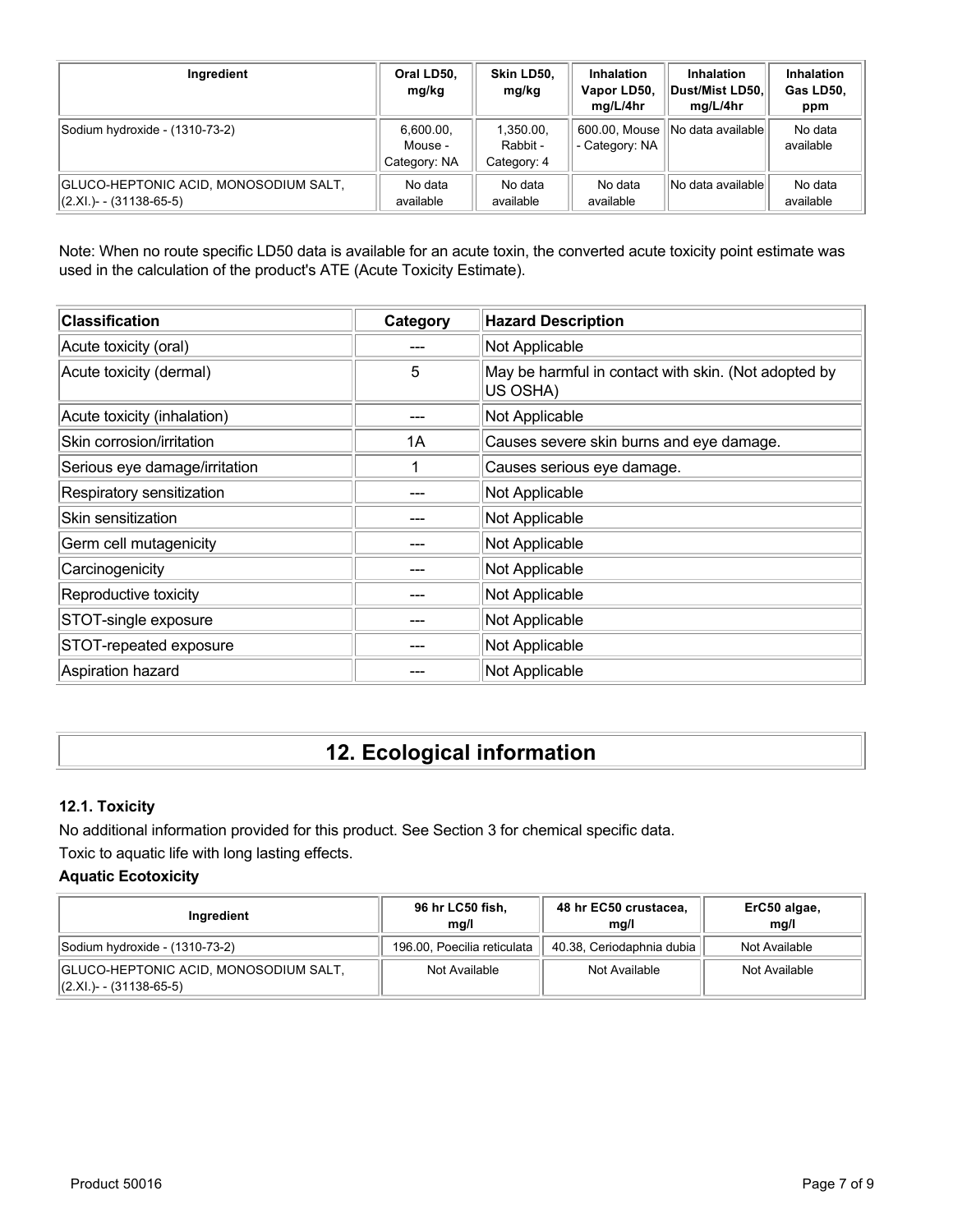| Ingredient | Oral LD50, mg/kg | Skin LD50, mg/kg | Inhalation Vapor LD50, mg/L/4hr | Inhalation Dust/Mist LD50, mg/L/4hr | Inhalation Gas LD50, ppm |
|---|---|---|---|---|---|
| Sodium hydroxide - (1310-73-2) | 6,600.00, Mouse - Category: NA | 1,350.00, Rabbit - Category: 4 | 600.00, Mouse - Category: NA | No data available | No data available |
| GLUCO-HEPTONIC ACID, MONOSODIUM SALT, (2.XI.)- - (31138-65-5) | No data available | No data available | No data available | No data available | No data available |

Note: When no route specific LD50 data is available for an acute toxin, the converted acute toxicity point estimate was used in the calculation of the product's ATE (Acute Toxicity Estimate).

| Classification | Category | Hazard Description |
|---|---|---|
| Acute toxicity (oral) | --- | Not Applicable |
| Acute toxicity (dermal) | 5 | May be harmful in contact with skin. (Not adopted by US OSHA) |
| Acute toxicity (inhalation) | --- | Not Applicable |
| Skin corrosion/irritation | 1A | Causes severe skin burns and eye damage. |
| Serious eye damage/irritation | 1 | Causes serious eye damage. |
| Respiratory sensitization | --- | Not Applicable |
| Skin sensitization | --- | Not Applicable |
| Germ cell mutagenicity | --- | Not Applicable |
| Carcinogenicity | --- | Not Applicable |
| Reproductive toxicity | --- | Not Applicable |
| STOT-single exposure | --- | Not Applicable |
| STOT-repeated exposure | --- | Not Applicable |
| Aspiration hazard | --- | Not Applicable |

# 12. Ecological information

### 12.1. Toxicity

No additional information provided for this product. See Section 3 for chemical specific data.

Toxic to aquatic life with long lasting effects.

#### Aquatic Ecotoxicity

| Ingredient | 96 hr LC50 fish, mg/l | 48 hr EC50 crustacea, mg/l | ErC50 algae, mg/l |
|---|---|---|---|
| Sodium hydroxide - (1310-73-2) | 196.00, Poecilia reticulata | 40.38, Ceriodaphnia dubia | Not Available |
| GLUCO-HEPTONIC ACID, MONOSODIUM SALT, (2.XI.)- - (31138-65-5) | Not Available | Not Available | Not Available |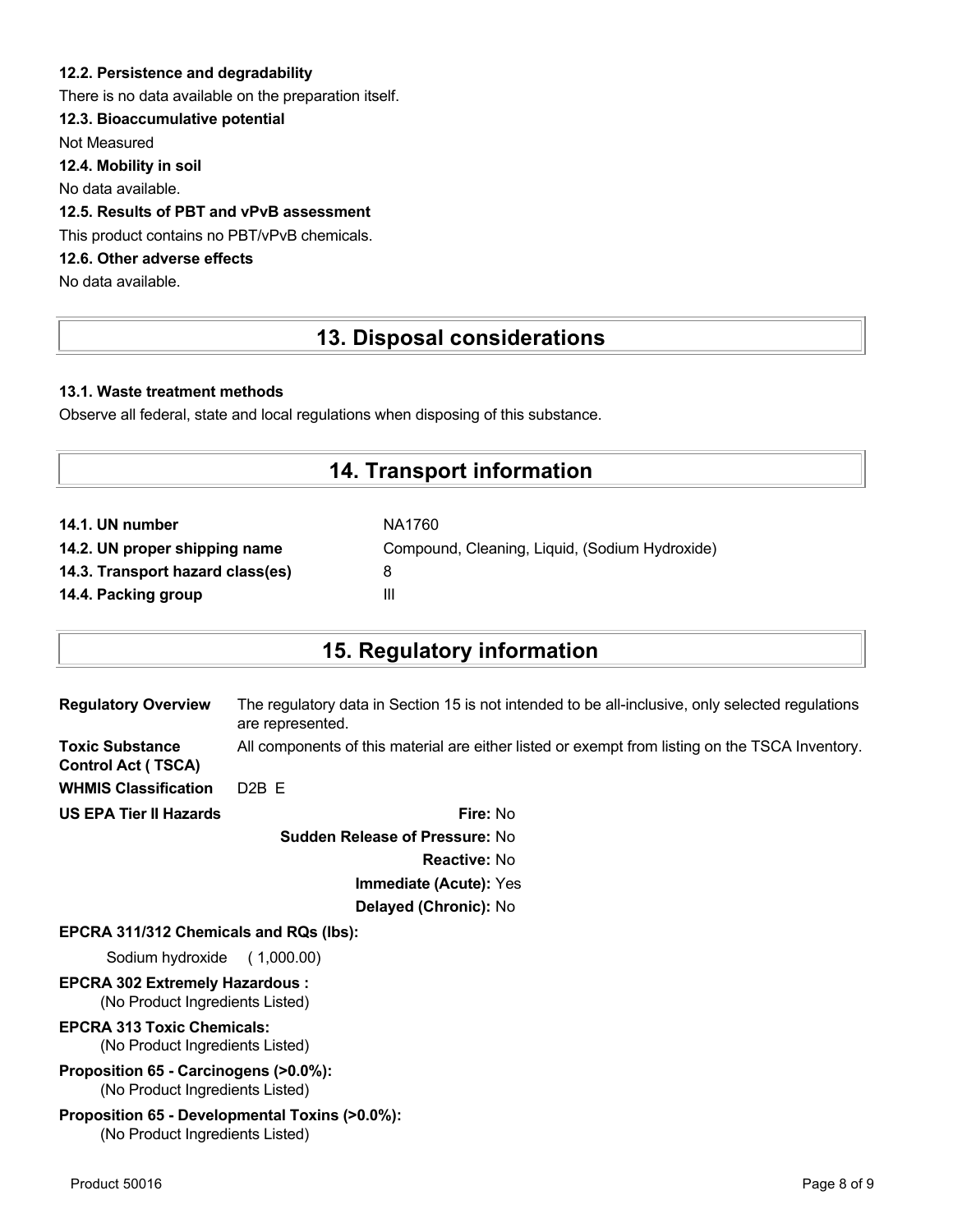**12.2. Persistence and degradability**

There is no data available on the preparation itself.

**12.3. Bioaccumulative potential**

Not Measured

**12.4. Mobility in soil**

No data available.

**12.5. Results of PBT and vPvB assessment**

This product contains no PBT/vPvB chemicals.

**12.6. Other adverse effects**

No data available.

## 13. Disposal considerations

**13.1. Waste treatment methods**

Observe all federal, state and local regulations when disposing of this substance.

## 14. Transport information

| | |
|---|---|
| **14.1. UN number** | NA1760 |
| **14.2. UN proper shipping name** | Compound, Cleaning, Liquid, (Sodium Hydroxide) |
| **14.3. Transport hazard class(es)** | 8 |
| **14.4. Packing group** | III |

## 15. Regulatory information

| | |
|---|---|
| **Regulatory Overview** | The regulatory data in Section 15 is not intended to be all-inclusive, only selected regulations are represented. |
| **Toxic Substance Control Act ( TSCA)** | All components of this material are either listed or exempt from listing on the TSCA Inventory. |
| **WHMIS Classification** | D2B E |

**US EPA Tier II Hazards**

- **Fire:** No
- **Sudden Release of Pressure:** No
- **Reactive:** No
- **Immediate (Acute):** Yes
- **Delayed (Chronic):** No

**EPCRA 311/312 Chemicals and RQs (lbs):**

Sodium hydroxide ( 1,000.00)

**EPCRA 302 Extremely Hazardous :**

(No Product Ingredients Listed)

**EPCRA 313 Toxic Chemicals:**

(No Product Ingredients Listed)

**Proposition 65 - Carcinogens (>0.0%):**

(No Product Ingredients Listed)

**Proposition 65 - Developmental Toxins (>0.0%):**

(No Product Ingredients Listed)

Product 50016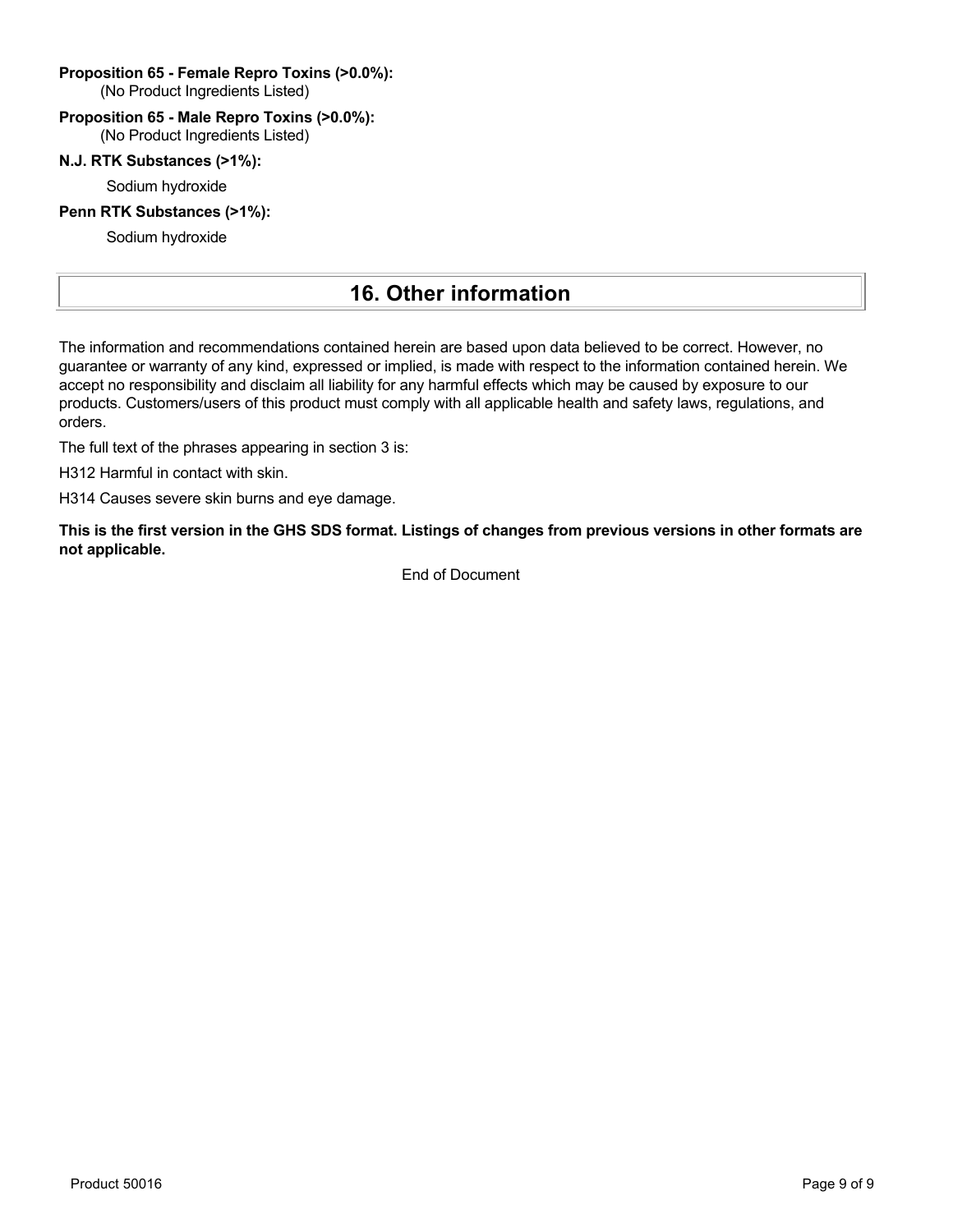**Proposition 65 - Female Repro Toxins (>0.0%):**
(No Product Ingredients Listed)

**Proposition 65 - Male Repro Toxins (>0.0%):**
(No Product Ingredients Listed)

**N.J. RTK Substances (>1%):**

Sodium hydroxide

**Penn RTK Substances (>1%):**

Sodium hydroxide

## 16. Other information

The information and recommendations contained herein are based upon data believed to be correct. However, no guarantee or warranty of any kind, expressed or implied, is made with respect to the information contained herein. We accept no responsibility and disclaim all liability for any harmful effects which may be caused by exposure to our products. Customers/users of this product must comply with all applicable health and safety laws, regulations, and orders.

The full text of the phrases appearing in section 3 is:

H312 Harmful in contact with skin.

H314 Causes severe skin burns and eye damage.

**This is the first version in the GHS SDS format. Listings of changes from previous versions in other formats are not applicable.**

End of Document